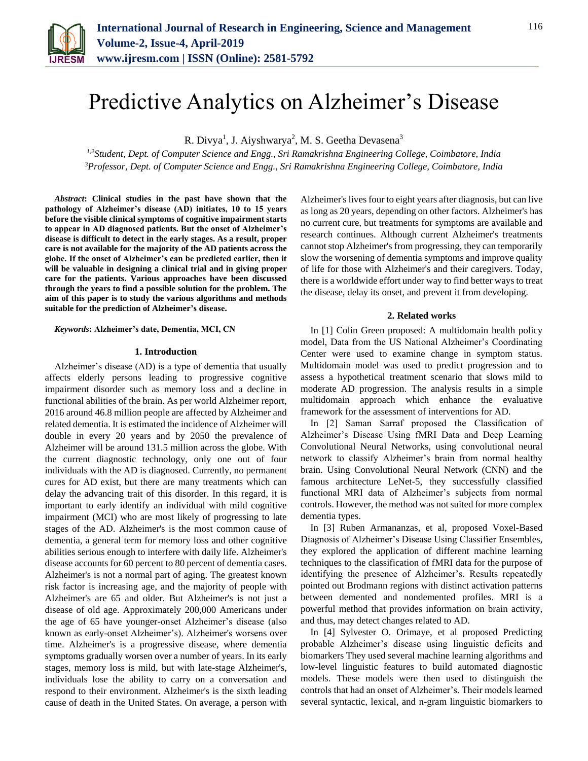# Predictive Analytics on Alzheimer's Disease

R. Divya[1], J. Aiyshwarya[2], M. S. Geetha Devasena[3]

[1,2]*Student, Dept. of Computer Science and Engg., Sri Ramakrishna Engineering College, Coimbatore, India*
[3]*Professor, Dept. of Computer Science and Engg., Sri Ramakrishna Engineering College, Coimbatore, India*

***Abstract*: Clinical studies in the past have shown that the pathology of Alzheimer's disease (AD) initiates, 10 to 15 years before the visible clinical symptoms of cognitive impairment starts to appear in AD diagnosed patients. But the onset of Alzheimer's disease is difficult to detect in the early stages. As a result, proper care is not available for the majority of the AD patients across the globe. If the onset of Alzheimer's can be predicted earlier, then it will be valuable in designing a clinical trial and in giving proper care for the patients. Various approaches have been discussed through the years to find a possible solution for the problem. The aim of this paper is to study the various algorithms and methods suitable for the prediction of Alzheimer's disease.**

***Keywords*: Alzheimer's date, Dementia, MCI, CN**

## 1. Introduction

Alzheimer's disease (AD) is a type of dementia that usually affects elderly persons leading to progressive cognitive impairment disorder such as memory loss and a decline in functional abilities of the brain. As per world Alzheimer report, 2016 around 46.8 million people are affected by Alzheimer and related dementia. It is estimated the incidence of Alzheimer will double in every 20 years and by 2050 the prevalence of Alzheimer will be around 131.5 million across the globe. With the current diagnostic technology, only one out of four individuals with the AD is diagnosed. Currently, no permanent cures for AD exist, but there are many treatments which can delay the advancing trait of this disorder. In this regard, it is important to early identify an individual with mild cognitive impairment (MCI) who are most likely of progressing to late stages of the AD. Alzheimer's is the most common cause of dementia, a general term for memory loss and other cognitive abilities serious enough to interfere with daily life. Alzheimer's disease accounts for 60 percent to 80 percent of dementia cases. Alzheimer's is not a normal part of aging. The greatest known risk factor is increasing age, and the majority of people with Alzheimer's are 65 and older. But Alzheimer's is not just a disease of old age. Approximately 200,000 Americans under the age of 65 have younger-onset Alzheimer's disease (also known as early-onset Alzheimer's). Alzheimer's worsens over time. Alzheimer's is a progressive disease, where dementia symptoms gradually worsen over a number of years. In its early stages, memory loss is mild, but with late-stage Alzheimer's, individuals lose the ability to carry on a conversation and respond to their environment. Alzheimer's is the sixth leading cause of death in the United States. On average, a person with Alzheimer's lives four to eight years after diagnosis, but can live as long as 20 years, depending on other factors. Alzheimer's has no current cure, but treatments for symptoms are available and research continues. Although current Alzheimer's treatments cannot stop Alzheimer's from progressing, they can temporarily slow the worsening of dementia symptoms and improve quality of life for those with Alzheimer's and their caregivers. Today, there is a worldwide effort under way to find better ways to treat the disease, delay its onset, and prevent it from developing.

## 2. Related works

In [1] Colin Green proposed: A multidomain health policy model, Data from the US National Alzheimer's Coordinating Center were used to examine change in symptom status. Multidomain model was used to predict progression and to assess a hypothetical treatment scenario that slows mild to moderate AD progression. The analysis results in a simple multidomain approach which enhance the evaluative framework for the assessment of interventions for AD.

In [2] Saman Sarraf proposed the Classification of Alzheimer's Disease Using fMRI Data and Deep Learning Convolutional Neural Networks, using convolutional neural network to classify Alzheimer's brain from normal healthy brain. Using Convolutional Neural Network (CNN) and the famous architecture LeNet-5, they successfully classified functional MRI data of Alzheimer's subjects from normal controls. However, the method was not suited for more complex dementia types.

In [3] Ruben Armananzas, et al, proposed Voxel-Based Diagnosis of Alzheimer's Disease Using Classifier Ensembles, they explored the application of different machine learning techniques to the classification of fMRI data for the purpose of identifying the presence of Alzheimer's. Results repeatedly pointed out Brodmann regions with distinct activation patterns between demented and nondemented profiles. MRI is a powerful method that provides information on brain activity, and thus, may detect changes related to AD.

In [4] Sylvester O. Orimaye, et al proposed Predicting probable Alzheimer's disease using linguistic deficits and biomarkers They used several machine learning algorithms and low-level linguistic features to build automated diagnostic models. These models were then used to distinguish the controls that had an onset of Alzheimer's. Their models learned several syntactic, lexical, and n-gram linguistic biomarkers to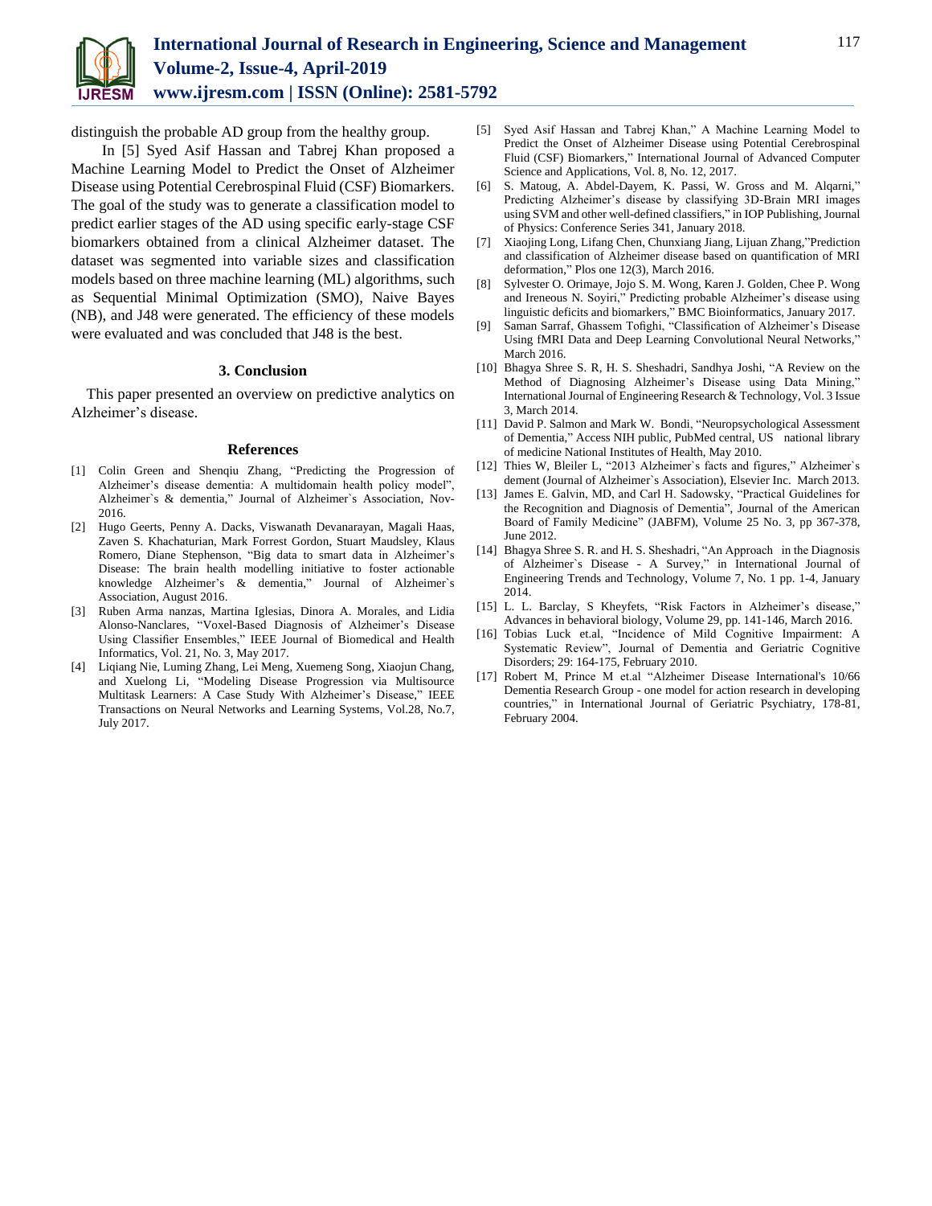distinguish the probable AD group from the healthy group.

In [5] Syed Asif Hassan and Tabrej Khan proposed a Machine Learning Model to Predict the Onset of Alzheimer Disease using Potential Cerebrospinal Fluid (CSF) Biomarkers. The goal of the study was to generate a classification model to predict earlier stages of the AD using specific early-stage CSF biomarkers obtained from a clinical Alzheimer dataset. The dataset was segmented into variable sizes and classification models based on three machine learning (ML) algorithms, such as Sequential Minimal Optimization (SMO), Naive Bayes (NB), and J48 were generated. The efficiency of these models were evaluated and was concluded that J48 is the best.

## 3. Conclusion

This paper presented an overview on predictive analytics on Alzheimer's disease.

## References

[1] Colin Green and Shenqiu Zhang, "Predicting the Progression of Alzheimer's disease dementia: A multidomain health policy model", Alzheimer`s & dementia," Journal of Alzheimer`s Association, Nov-2016.

[2] Hugo Geerts, Penny A. Dacks, Viswanath Devanarayan, Magali Haas, Zaven S. Khachaturian, Mark Forrest Gordon, Stuart Maudsley, Klaus Romero, Diane Stephenson, "Big data to smart data in Alzheimer's Disease: The brain health modelling initiative to foster actionable knowledge Alzheimer's & dementia," Journal of Alzheimer`s Association, August 2016.

[3] Ruben Arma nanzas, Martina Iglesias, Dinora A. Morales, and Lidia Alonso-Nanclares, "Voxel-Based Diagnosis of Alzheimer's Disease Using Classifier Ensembles," IEEE Journal of Biomedical and Health Informatics, Vol. 21, No. 3, May 2017.

[4] Liqiang Nie, Luming Zhang, Lei Meng, Xuemeng Song, Xiaojun Chang, and Xuelong Li, "Modeling Disease Progression via Multisource Multitask Learners: A Case Study With Alzheimer's Disease," IEEE Transactions on Neural Networks and Learning Systems, Vol.28, No.7, July 2017.

[5] Syed Asif Hassan and Tabrej Khan," A Machine Learning Model to Predict the Onset of Alzheimer Disease using Potential Cerebrospinal Fluid (CSF) Biomarkers," International Journal of Advanced Computer Science and Applications, Vol. 8, No. 12, 2017.

[6] S. Matoug, A. Abdel-Dayem, K. Passi, W. Gross and M. Alqarni," Predicting Alzheimer's disease by classifying 3D-Brain MRI images using SVM and other well-defined classifiers," in IOP Publishing, Journal of Physics: Conference Series 341, January 2018.

[7] Xiaojing Long, Lifang Chen, Chunxiang Jiang, Lijuan Zhang,"Prediction and classification of Alzheimer disease based on quantification of MRI deformation," Plos one 12(3), March 2016.

[8] Sylvester O. Orimaye, Jojo S. M. Wong, Karen J. Golden, Chee P. Wong and Ireneous N. Soyiri," Predicting probable Alzheimer's disease using linguistic deficits and biomarkers," BMC Bioinformatics, January 2017.

[9] Saman Sarraf, Ghassem Tofighi, "Classification of Alzheimer's Disease Using fMRI Data and Deep Learning Convolutional Neural Networks," March 2016.

[10] Bhagya Shree S. R, H. S. Sheshadri, Sandhya Joshi, "A Review on the Method of Diagnosing Alzheimer's Disease using Data Mining," International Journal of Engineering Research & Technology, Vol. 3 Issue 3, March 2014.

[11] David P. Salmon and Mark W. Bondi, "Neuropsychological Assessment of Dementia," Access NIH public, PubMed central, US national library of medicine National Institutes of Health, May 2010.

[12] Thies W, Bleiler L, "2013 Alzheimer`s facts and figures," Alzheimer`s dement (Journal of Alzheimer`s Association), Elsevier Inc. March 2013.

[13] James E. Galvin, MD, and Carl H. Sadowsky, "Practical Guidelines for the Recognition and Diagnosis of Dementia", Journal of the American Board of Family Medicine" (JABFM), Volume 25 No. 3, pp 367-378, June 2012.

[14] Bhagya Shree S. R. and H. S. Sheshadri, "An Approach in the Diagnosis of Alzheimer`s Disease - A Survey," in International Journal of Engineering Trends and Technology, Volume 7, No. 1 pp. 1-4, January 2014.

[15] L. L. Barclay, S Kheyfets, "Risk Factors in Alzheimer's disease," Advances in behavioral biology, Volume 29, pp. 141-146, March 2016.

[16] Tobias Luck et.al, "Incidence of Mild Cognitive Impairment: A Systematic Review", Journal of Dementia and Geriatric Cognitive Disorders; 29: 164-175, February 2010.

[17] Robert M, Prince M et.al "Alzheimer Disease International's 10/66 Dementia Research Group - one model for action research in developing countries," in International Journal of Geriatric Psychiatry, 178-81, February 2004.